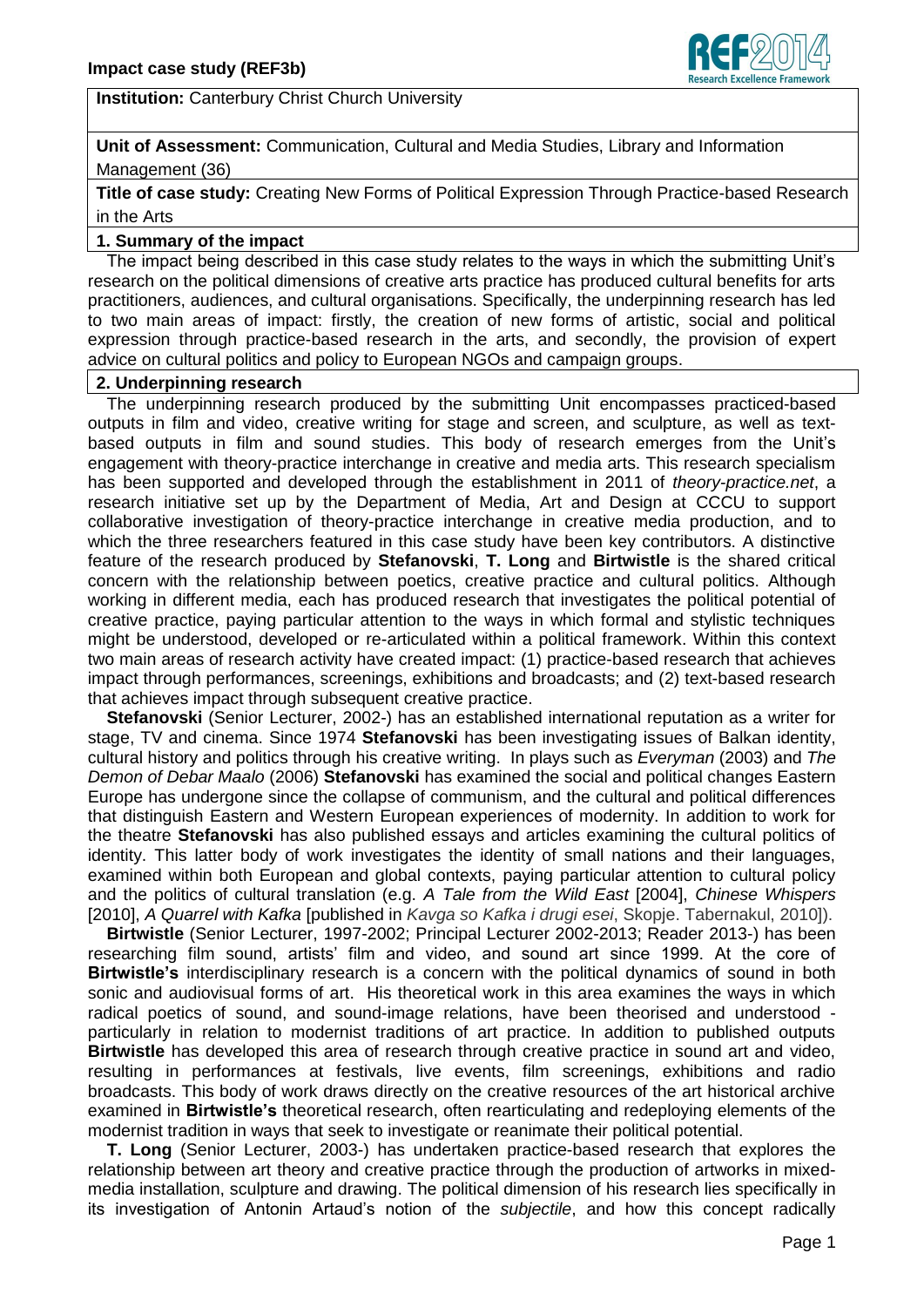**Impact case study (REF3b)**

**Institution:** Canterbury Christ Church University

**Unit of Assessment:** Communication, Cultural and Media Studies, Library and Information Management (36)

**Title of case study:** Creating New Forms of Political Expression Through Practice-based Research in the Arts

## 1. Summary of the impact

The impact being described in this case study relates to the ways in which the submitting Unit's research on the political dimensions of creative arts practice has produced cultural benefits for arts practitioners, audiences, and cultural organisations. Specifically, the underpinning research has led to two main areas of impact: firstly, the creation of new forms of artistic, social and political expression through practice-based research in the arts, and secondly, the provision of expert advice on cultural politics and policy to European NGOs and campaign groups.

## 2. Underpinning research

The underpinning research produced by the submitting Unit encompasses practiced-based outputs in film and video, creative writing for stage and screen, and sculpture, as well as text-based outputs in film and sound studies. This body of research emerges from the Unit's engagement with theory-practice interchange in creative and media arts. This research specialism has been supported and developed through the establishment in 2011 of *theory-practice.net*, a research initiative set up by the Department of Media, Art and Design at CCCU to support collaborative investigation of theory-practice interchange in creative media production, and to which the three researchers featured in this case study have been key contributors. A distinctive feature of the research produced by **Stefanovski**, **T. Long** and **Birtwistle** is the shared critical concern with the relationship between poetics, creative practice and cultural politics. Although working in different media, each has produced research that investigates the political potential of creative practice, paying particular attention to the ways in which formal and stylistic techniques might be understood, developed or re-articulated within a political framework. Within this context two main areas of research activity have created impact: (1) practice-based research that achieves impact through performances, screenings, exhibitions and broadcasts; and (2) text-based research that achieves impact through subsequent creative practice.

**Stefanovski** (Senior Lecturer, 2002-) has an established international reputation as a writer for stage, TV and cinema. Since 1974 **Stefanovski** has been investigating issues of Balkan identity, cultural history and politics through his creative writing. In plays such as *Everyman* (2003) and *The Demon of Debar Maalo* (2006) **Stefanovski** has examined the social and political changes Eastern Europe has undergone since the collapse of communism, and the cultural and political differences that distinguish Eastern and Western European experiences of modernity. In addition to work for the theatre **Stefanovski** has also published essays and articles examining the cultural politics of identity. This latter body of work investigates the identity of small nations and their languages, examined within both European and global contexts, paying particular attention to cultural policy and the politics of cultural translation (e.g. *A Tale from the Wild East* [2004], *Chinese Whispers* [2010], *A Quarrel with Kafka* [published in *Kavga so Kafka i drugi esei*, Skopje. Tabernakul, 2010]).

**Birtwistle** (Senior Lecturer, 1997-2002; Principal Lecturer 2002-2013; Reader 2013-) has been researching film sound, artists' film and video, and sound art since 1999. At the core of **Birtwistle's** interdisciplinary research is a concern with the political dynamics of sound in both sonic and audiovisual forms of art. His theoretical work in this area examines the ways in which radical poetics of sound, and sound-image relations, have been theorised and understood - particularly in relation to modernist traditions of art practice. In addition to published outputs **Birtwistle** has developed this area of research through creative practice in sound art and video, resulting in performances at festivals, live events, film screenings, exhibitions and radio broadcasts. This body of work draws directly on the creative resources of the art historical archive examined in **Birtwistle's** theoretical research, often rearticulating and redeploying elements of the modernist tradition in ways that seek to investigate or reanimate their political potential.

**T. Long** (Senior Lecturer, 2003-) has undertaken practice-based research that explores the relationship between art theory and creative practice through the production of artworks in mixed-media installation, sculpture and drawing. The political dimension of his research lies specifically in its investigation of Antonin Artaud's notion of the *subjectile*, and how this concept radically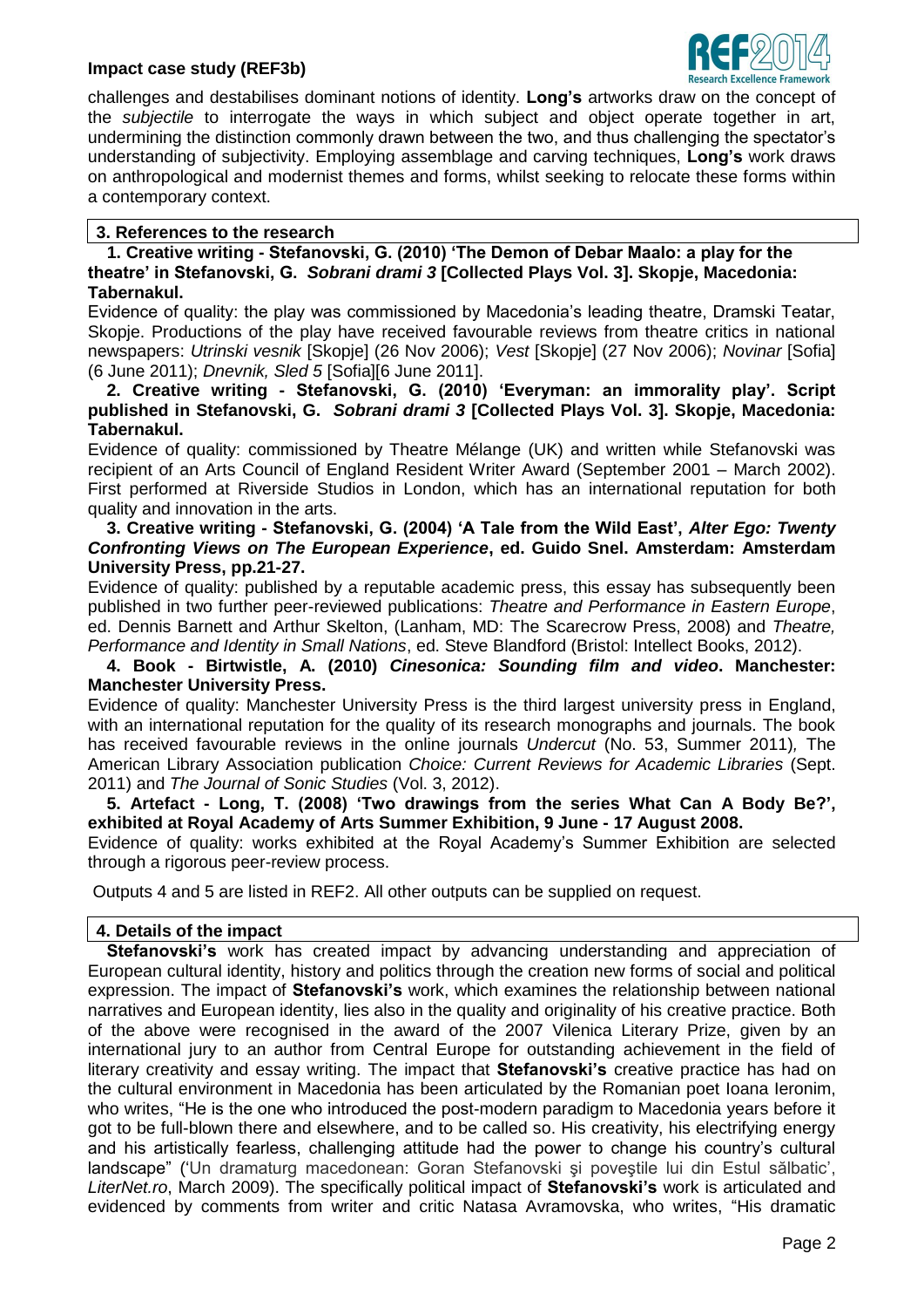challenges and destabilises dominant notions of identity. **Long's** artworks draw on the concept of the *subjectile* to interrogate the ways in which subject and object operate together in art, undermining the distinction commonly drawn between the two, and thus challenging the spectator's understanding of subjectivity. Employing assemblage and carving techniques, **Long's** work draws on anthropological and modernist themes and forms, whilst seeking to relocate these forms within a contemporary context.

## 3. References to the research

**1. Creative writing - Stefanovski, G. (2010) 'The Demon of Debar Maalo: a play for the theatre' in Stefanovski, G. *Sobrani drami 3* [Collected Plays Vol. 3]. Skopje, Macedonia: Tabernakul.**

Evidence of quality: the play was commissioned by Macedonia's leading theatre, Dramski Teatar, Skopje. Productions of the play have received favourable reviews from theatre critics in national newspapers: *Utrinski vesnik* [Skopje] (26 Nov 2006); *Vest* [Skopje] (27 Nov 2006); *Novinar* [Sofia] (6 June 2011); *Dnevnik, Sled 5* [Sofia][6 June 2011].

**2. Creative writing - Stefanovski, G. (2010) 'Everyman: an immorality play'. Script published in Stefanovski, G. *Sobrani drami 3* [Collected Plays Vol. 3]. Skopje, Macedonia: Tabernakul.**

Evidence of quality: commissioned by Theatre Mélange (UK) and written while Stefanovski was recipient of an Arts Council of England Resident Writer Award (September 2001 – March 2002). First performed at Riverside Studios in London, which has an international reputation for both quality and innovation in the arts.

**3. Creative writing - Stefanovski, G. (2004) 'A Tale from the Wild East', *Alter Ego: Twenty Confronting Views on The European Experience*, ed. Guido Snel. Amsterdam: Amsterdam University Press, pp.21-27.**

Evidence of quality: published by a reputable academic press, this essay has subsequently been published in two further peer-reviewed publications: *Theatre and Performance in Eastern Europe*, ed. Dennis Barnett and Arthur Skelton, (Lanham, MD: The Scarecrow Press, 2008) and *Theatre, Performance and Identity in Small Nations*, ed. Steve Blandford (Bristol: Intellect Books, 2012).

**4. Book - Birtwistle, A. (2010) *Cinesonica: Sounding film and video*. Manchester: Manchester University Press.**

Evidence of quality: Manchester University Press is the third largest university press in England, with an international reputation for the quality of its research monographs and journals. The book has received favourable reviews in the online journals *Undercut* (No. 53, Summer 2011)*,* The American Library Association publication *Choice: Current Reviews for Academic Libraries* (Sept. 2011) and *The Journal of Sonic Studies* (Vol. 3, 2012).

**5. Artefact - Long, T. (2008) 'Two drawings from the series What Can A Body Be?', exhibited at Royal Academy of Arts Summer Exhibition, 9 June - 17 August 2008.**

Evidence of quality: works exhibited at the Royal Academy's Summer Exhibition are selected through a rigorous peer-review process.

Outputs 4 and 5 are listed in REF2. All other outputs can be supplied on request.

## 4. Details of the impact

**Stefanovski's** work has created impact by advancing understanding and appreciation of European cultural identity, history and politics through the creation new forms of social and political expression. The impact of **Stefanovski's** work, which examines the relationship between national narratives and European identity, lies also in the quality and originality of his creative practice. Both of the above were recognised in the award of the 2007 Vilenica Literary Prize, given by an international jury to an author from Central Europe for outstanding achievement in the field of literary creativity and essay writing. The impact that **Stefanovski's** creative practice has had on the cultural environment in Macedonia has been articulated by the Romanian poet Ioana Ieronim, who writes, "He is the one who introduced the post-modern paradigm to Macedonia years before it got to be full-blown there and elsewhere, and to be called so. His creativity, his electrifying energy and his artistically fearless, challenging attitude had the power to change his country's cultural landscape" ('Un dramaturg macedonean: Goran Stefanovski şi poveştile lui din Estul sălbatic', *LiterNet.ro*, March 2009). The specifically political impact of **Stefanovski's** work is articulated and evidenced by comments from writer and critic Natasa Avramovska, who writes, "His dramatic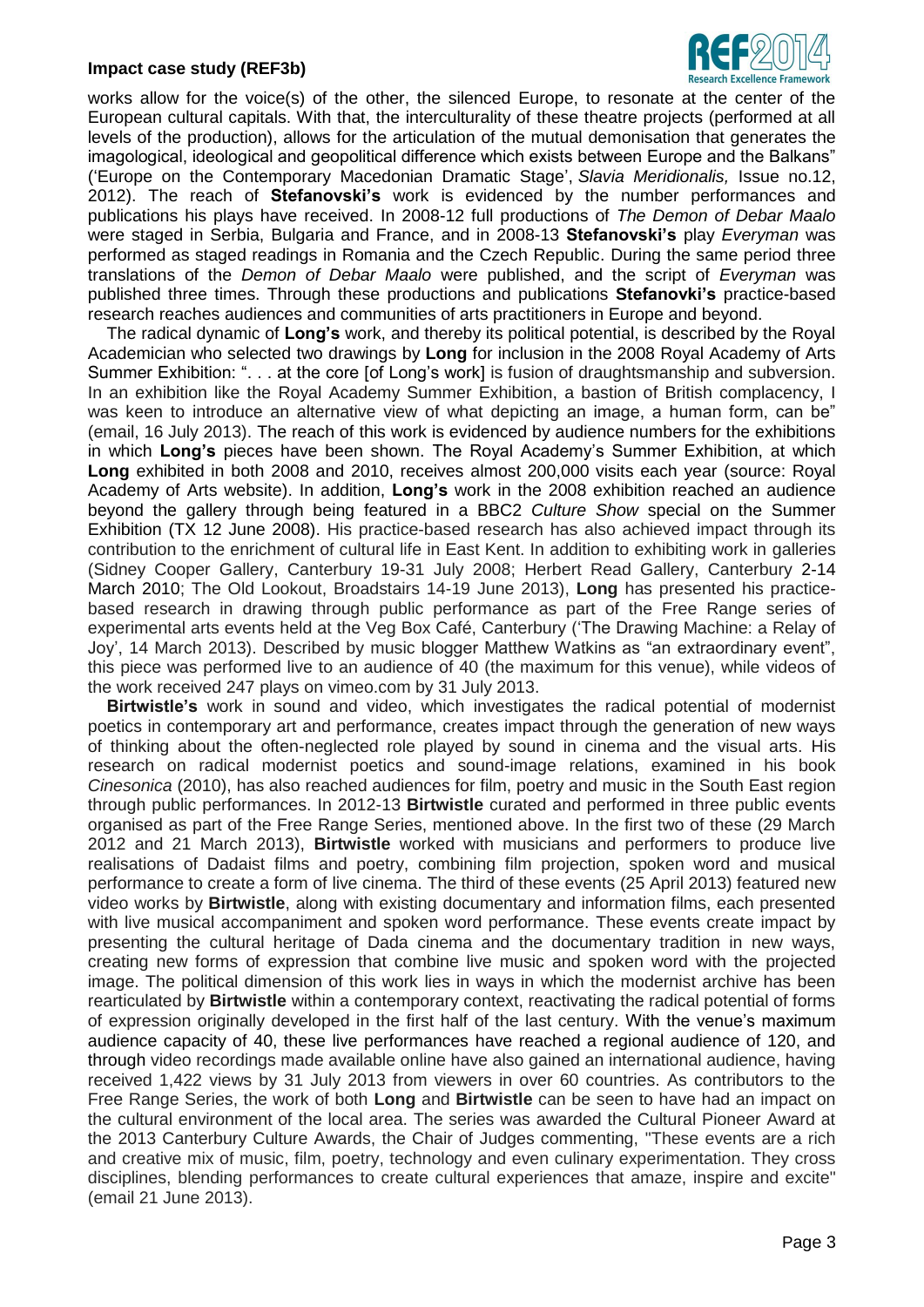works allow for the voice(s) of the other, the silenced Europe, to resonate at the center of the European cultural capitals. With that, the interculturality of these theatre projects (performed at all levels of the production), allows for the articulation of the mutual demonisation that generates the imagological, ideological and geopolitical difference which exists between Europe and the Balkans" ('Europe on the Contemporary Macedonian Dramatic Stage', *Slavia Meridionalis,* Issue no.12, 2012). The reach of **Stefanovski's** work is evidenced by the number performances and publications his plays have received. In 2008-12 full productions of *The Demon of Debar Maalo* were staged in Serbia, Bulgaria and France, and in 2008-13 **Stefanovski's** play *Everyman* was performed as staged readings in Romania and the Czech Republic. During the same period three translations of the *Demon of Debar Maalo* were published, and the script of *Everyman* was published three times. Through these productions and publications **Stefanovki's** practice-based research reaches audiences and communities of arts practitioners in Europe and beyond.

The radical dynamic of **Long's** work, and thereby its political potential, is described by the Royal Academician who selected two drawings by **Long** for inclusion in the 2008 Royal Academy of Arts Summer Exhibition: ". . . at the core [of Long's work] is fusion of draughtsmanship and subversion. In an exhibition like the Royal Academy Summer Exhibition, a bastion of British complacency, I was keen to introduce an alternative view of what depicting an image, a human form, can be" (email, 16 July 2013). The reach of this work is evidenced by audience numbers for the exhibitions in which **Long's** pieces have been shown. The Royal Academy's Summer Exhibition, at which **Long** exhibited in both 2008 and 2010, receives almost 200,000 visits each year (source: Royal Academy of Arts website). In addition, **Long's** work in the 2008 exhibition reached an audience beyond the gallery through being featured in a BBC2 *Culture Show* special on the Summer Exhibition (TX 12 June 2008). His practice-based research has also achieved impact through its contribution to the enrichment of cultural life in East Kent. In addition to exhibiting work in galleries (Sidney Cooper Gallery, Canterbury 19-31 July 2008; Herbert Read Gallery, Canterbury 2-14 March 2010; The Old Lookout, Broadstairs 14-19 June 2013), **Long** has presented his practice-based research in drawing through public performance as part of the Free Range series of experimental arts events held at the Veg Box Café, Canterbury ('The Drawing Machine: a Relay of Joy', 14 March 2013). Described by music blogger Matthew Watkins as "an extraordinary event", this piece was performed live to an audience of 40 (the maximum for this venue), while videos of the work received 247 plays on vimeo.com by 31 July 2013.

**Birtwistle's** work in sound and video, which investigates the radical potential of modernist poetics in contemporary art and performance, creates impact through the generation of new ways of thinking about the often-neglected role played by sound in cinema and the visual arts. His research on radical modernist poetics and sound-image relations, examined in his book *Cinesonica* (2010), has also reached audiences for film, poetry and music in the South East region through public performances. In 2012-13 **Birtwistle** curated and performed in three public events organised as part of the Free Range Series, mentioned above. In the first two of these (29 March 2012 and 21 March 2013), **Birtwistle** worked with musicians and performers to produce live realisations of Dadaist films and poetry, combining film projection, spoken word and musical performance to create a form of live cinema. The third of these events (25 April 2013) featured new video works by **Birtwistle**, along with existing documentary and information films, each presented with live musical accompaniment and spoken word performance. These events create impact by presenting the cultural heritage of Dada cinema and the documentary tradition in new ways, creating new forms of expression that combine live music and spoken word with the projected image. The political dimension of this work lies in ways in which the modernist archive has been rearticulated by **Birtwistle** within a contemporary context, reactivating the radical potential of forms of expression originally developed in the first half of the last century. With the venue's maximum audience capacity of 40, these live performances have reached a regional audience of 120, and through video recordings made available online have also gained an international audience, having received 1,422 views by 31 July 2013 from viewers in over 60 countries. As contributors to the Free Range Series, the work of both **Long** and **Birtwistle** can be seen to have had an impact on the cultural environment of the local area. The series was awarded the Cultural Pioneer Award at the 2013 Canterbury Culture Awards, the Chair of Judges commenting, "These events are a rich and creative mix of music, film, poetry, technology and even culinary experimentation. They cross disciplines, blending performances to create cultural experiences that amaze, inspire and excite" (email 21 June 2013).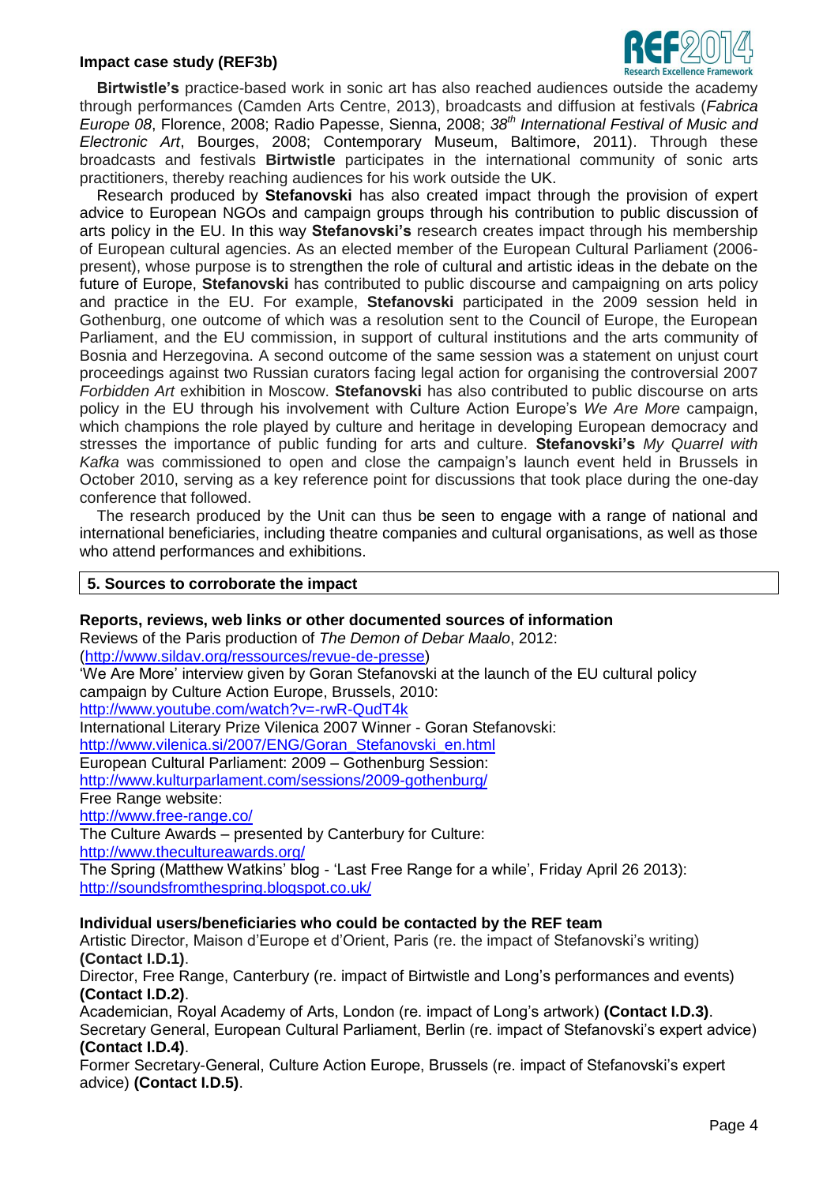**Birtwistle's** practice-based work in sonic art has also reached audiences outside the academy through performances (Camden Arts Centre, 2013), broadcasts and diffusion at festivals (*Fabrica Europe 08*, Florence, 2008; Radio Papesse, Sienna, 2008; *38th International Festival of Music and Electronic Art*, Bourges, 2008; Contemporary Museum, Baltimore, 2011). Through these broadcasts and festivals **Birtwistle** participates in the international community of sonic arts practitioners, thereby reaching audiences for his work outside the UK.

Research produced by **Stefanovski** has also created impact through the provision of expert advice to European NGOs and campaign groups through his contribution to public discussion of arts policy in the EU. In this way **Stefanovski's** research creates impact through his membership of European cultural agencies. As an elected member of the European Cultural Parliament (2006-present), whose purpose is to strengthen the role of cultural and artistic ideas in the debate on the future of Europe, **Stefanovski** has contributed to public discourse and campaigning on arts policy and practice in the EU. For example, **Stefanovski** participated in the 2009 session held in Gothenburg, one outcome of which was a resolution sent to the Council of Europe, the European Parliament, and the EU commission, in support of cultural institutions and the arts community of Bosnia and Herzegovina. A second outcome of the same session was a statement on unjust court proceedings against two Russian curators facing legal action for organising the controversial 2007 *Forbidden Art* exhibition in Moscow. **Stefanovski** has also contributed to public discourse on arts policy in the EU through his involvement with Culture Action Europe's *We Are More* campaign, which champions the role played by culture and heritage in developing European democracy and stresses the importance of public funding for arts and culture. **Stefanovski's** *My Quarrel with Kafka* was commissioned to open and close the campaign's launch event held in Brussels in October 2010, serving as a key reference point for discussions that took place during the one-day conference that followed.

The research produced by the Unit can thus be seen to engage with a range of national and international beneficiaries, including theatre companies and cultural organisations, as well as those who attend performances and exhibitions.

## 5. Sources to corroborate the impact

**Reports, reviews, web links or other documented sources of information**

Reviews of the Paris production of *The Demon of Debar Maalo*, 2012:
(http://www.sildav.org/ressources/revue-de-presse)

'We Are More' interview given by Goran Stefanovski at the launch of the EU cultural policy campaign by Culture Action Europe, Brussels, 2010:
http://www.youtube.com/watch?v=-rwR-QudT4k

International Literary Prize Vilenica 2007 Winner - Goran Stefanovski:
http://www.vilenica.si/2007/ENG/Goran_Stefanovski_en.html

European Cultural Parliament: 2009 – Gothenburg Session:
http://www.kulturparlament.com/sessions/2009-gothenburg/

Free Range website:
http://www.free-range.co/

The Culture Awards – presented by Canterbury for Culture:
http://www.thecultureawards.org/

The Spring (Matthew Watkins' blog - 'Last Free Range for a while', Friday April 26 2013):
http://soundsfromthespring.blogspot.co.uk/

**Individual users/beneficiaries who could be contacted by the REF team**

Artistic Director, Maison d'Europe et d'Orient, Paris (re. the impact of Stefanovski's writing) **(Contact I.D.1)**.

Director, Free Range, Canterbury (re. impact of Birtwistle and Long's performances and events) **(Contact I.D.2)**.

Academician, Royal Academy of Arts, London (re. impact of Long's artwork) **(Contact I.D.3)**.

Secretary General, European Cultural Parliament, Berlin (re. impact of Stefanovski's expert advice) **(Contact I.D.4)**.

Former Secretary-General, Culture Action Europe, Brussels (re. impact of Stefanovski's expert advice) **(Contact I.D.5)**.